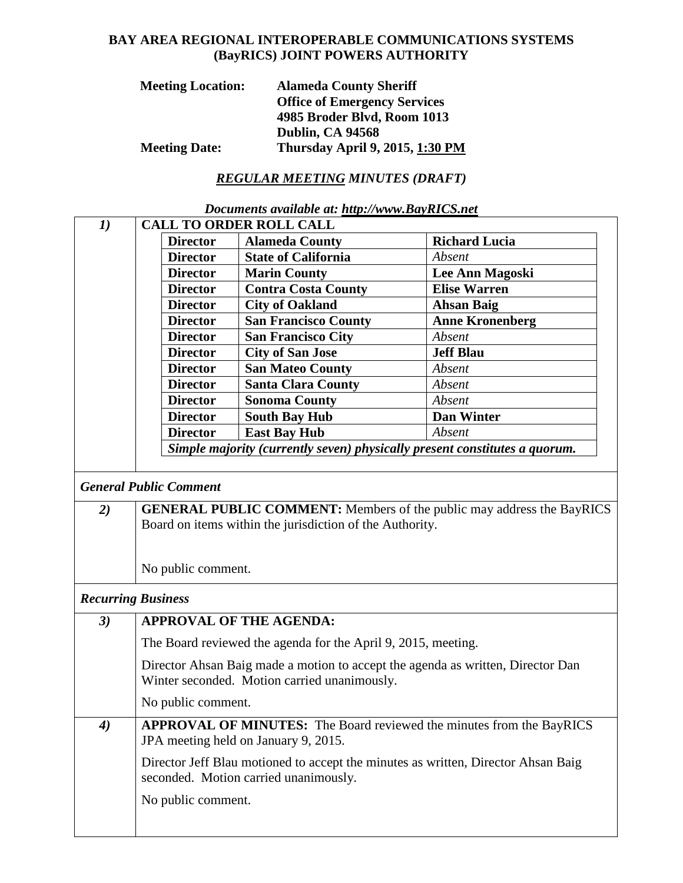**BAY AREA REGIONAL INTEROPERABLE COMMUNICATIONS SYSTEMS (BayRICS) JOINT POWERS AUTHORITY**

**Meeting Location:** **Alameda County Sheriff Office of Emergency Services 4985 Broder Blvd, Room 1013 Dublin, CA 94568**

**Meeting Date:** **Thursday April 9, 2015, 1:30 PM**

***REGULAR MEETING MINUTES (DRAFT)***

***Documents available at: http://www.BayRICS.net***

***1)*** **CALL TO ORDER ROLL CALL**

| | | |
|---|---|---|
| **Director** | **Alameda County** | **Richard Lucia** |
| **Director** | **State of California** | *Absent* |
| **Director** | **Marin County** | **Lee Ann Magoski** |
| **Director** | **Contra Costa County** | **Elise Warren** |
| **Director** | **City of Oakland** | **Ahsan Baig** |
| **Director** | **San Francisco County** | **Anne Kronenberg** |
| **Director** | **San Francisco City** | *Absent* |
| **Director** | **City of San Jose** | **Jeff Blau** |
| **Director** | **San Mateo County** | *Absent* |
| **Director** | **Santa Clara County** | *Absent* |
| **Director** | **Sonoma County** | *Absent* |
| **Director** | **South Bay Hub** | **Dan Winter** |
| **Director** | **East Bay Hub** | *Absent* |

***Simple majority (currently seven) physically present constitutes a quorum.***

***General Public Comment***

***2)*** **GENERAL PUBLIC COMMENT:** Members of the public may address the BayRICS Board on items within the jurisdiction of the Authority.

No public comment.

***Recurring Business***

***3)*** **APPROVAL OF THE AGENDA:**

The Board reviewed the agenda for the April 9, 2015, meeting.

Director Ahsan Baig made a motion to accept the agenda as written, Director Dan Winter seconded. Motion carried unanimously.

No public comment.

***4)*** **APPROVAL OF MINUTES:** The Board reviewed the minutes from the BayRICS JPA meeting held on January 9, 2015.

Director Jeff Blau motioned to accept the minutes as written, Director Ahsan Baig seconded. Motion carried unanimously.

No public comment.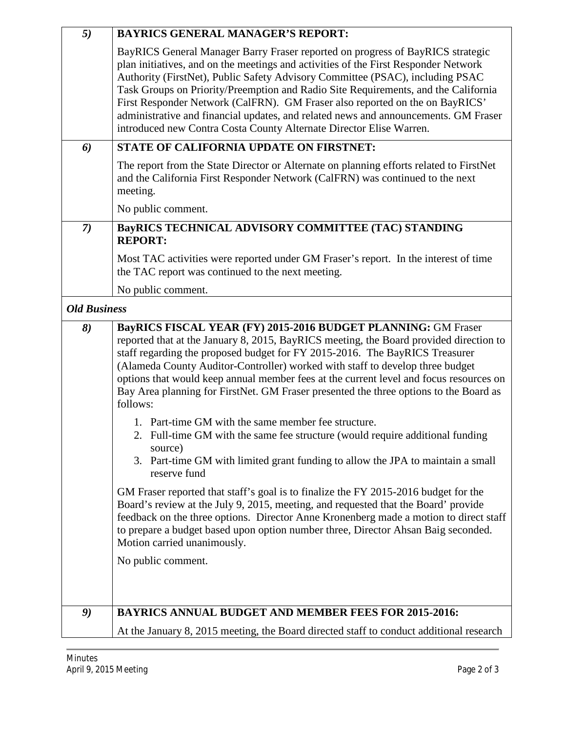| | |
|---|---|
| *5)* | **BAYRICS GENERAL MANAGER'S REPORT:** BayRICS General Manager Barry Fraser reported on progress of BayRICS strategic plan initiatives, and on the meetings and activities of the First Responder Network Authority (FirstNet), Public Safety Advisory Committee (PSAC), including PSAC Task Groups on Priority/Preemption and Radio Site Requirements, and the California First Responder Network (CalFRN). GM Fraser also reported on the on BayRICS' administrative and financial updates, and related news and announcements. GM Fraser introduced new Contra Costa County Alternate Director Elise Warren. |
| *6)* | **STATE OF CALIFORNIA UPDATE ON FIRSTNET:** The report from the State Director or Alternate on planning efforts related to FirstNet and the California First Responder Network (CalFRN) was continued to the next meeting. No public comment. |
| *7)* | **BayRICS TECHNICAL ADVISORY COMMITTEE (TAC) STANDING REPORT:** Most TAC activities were reported under GM Fraser's report. In the interest of time the TAC report was continued to the next meeting. No public comment. |
| ***Old Business*** | |
| *8)* | **BayRICS FISCAL YEAR (FY) 2015-2016 BUDGET PLANNING:** GM Fraser reported that at the January 8, 2015, BayRICS meeting, the Board provided direction to staff regarding the proposed budget for FY 2015-2016. The BayRICS Treasurer (Alameda County Auditor-Controller) worked with staff to develop three budget options that would keep annual member fees at the current level and focus resources on Bay Area planning for FirstNet. GM Fraser presented the three options to the Board as follows: 1. Part-time GM with the same member fee structure. 2. Full-time GM with the same fee structure (would require additional funding source) 3. Part-time GM with limited grant funding to allow the JPA to maintain a small reserve fund GM Fraser reported that staff's goal is to finalize the FY 2015-2016 budget for the Board's review at the July 9, 2015, meeting, and requested that the Board' provide feedback on the three options. Director Anne Kronenberg made a motion to direct staff to prepare a budget based upon option number three, Director Ahsan Baig seconded. Motion carried unanimously. No public comment. |
| *9)* | **BAYRICS ANNUAL BUDGET AND MEMBER FEES FOR 2015-2016:** At the January 8, 2015 meeting, the Board directed staff to conduct additional research |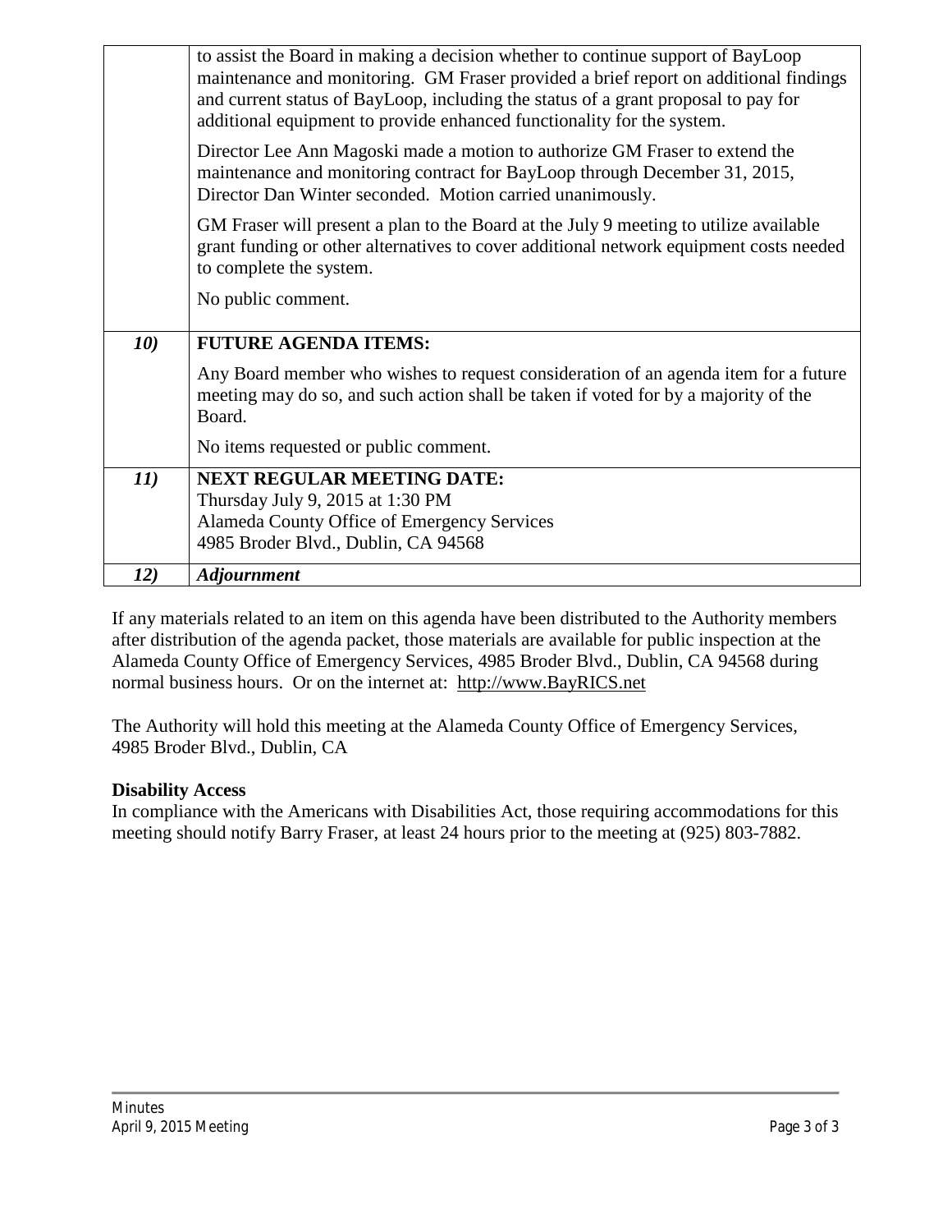| | |
|---|---|
| | to assist the Board in making a decision whether to continue support of BayLoop maintenance and monitoring. GM Fraser provided a brief report on additional findings and current status of BayLoop, including the status of a grant proposal to pay for additional equipment to provide enhanced functionality for the system.<br><br>Director Lee Ann Magoski made a motion to authorize GM Fraser to extend the maintenance and monitoring contract for BayLoop through December 31, 2015, Director Dan Winter seconded. Motion carried unanimously.<br><br>GM Fraser will present a plan to the Board at the July 9 meeting to utilize available grant funding or other alternatives to cover additional network equipment costs needed to complete the system.<br><br>No public comment. |
| ***10)*** | **FUTURE AGENDA ITEMS:**<br><br>Any Board member who wishes to request consideration of an agenda item for a future meeting may do so, and such action shall be taken if voted for by a majority of the Board.<br><br>No items requested or public comment. |
| ***11)*** | **NEXT REGULAR MEETING DATE:**<br>Thursday July 9, 2015 at 1:30 PM<br>Alameda County Office of Emergency Services<br>4985 Broder Blvd., Dublin, CA 94568 |
| ***12)*** | ***Adjournment*** |

If any materials related to an item on this agenda have been distributed to the Authority members after distribution of the agenda packet, those materials are available for public inspection at the Alameda County Office of Emergency Services, 4985 Broder Blvd., Dublin, CA 94568 during normal business hours. Or on the internet at: http://www.BayRICS.net

The Authority will hold this meeting at the Alameda County Office of Emergency Services, 4985 Broder Blvd., Dublin, CA

**Disability Access**

In compliance with the Americans with Disabilities Act, those requiring accommodations for this meeting should notify Barry Fraser, at least 24 hours prior to the meeting at (925) 803-7882.